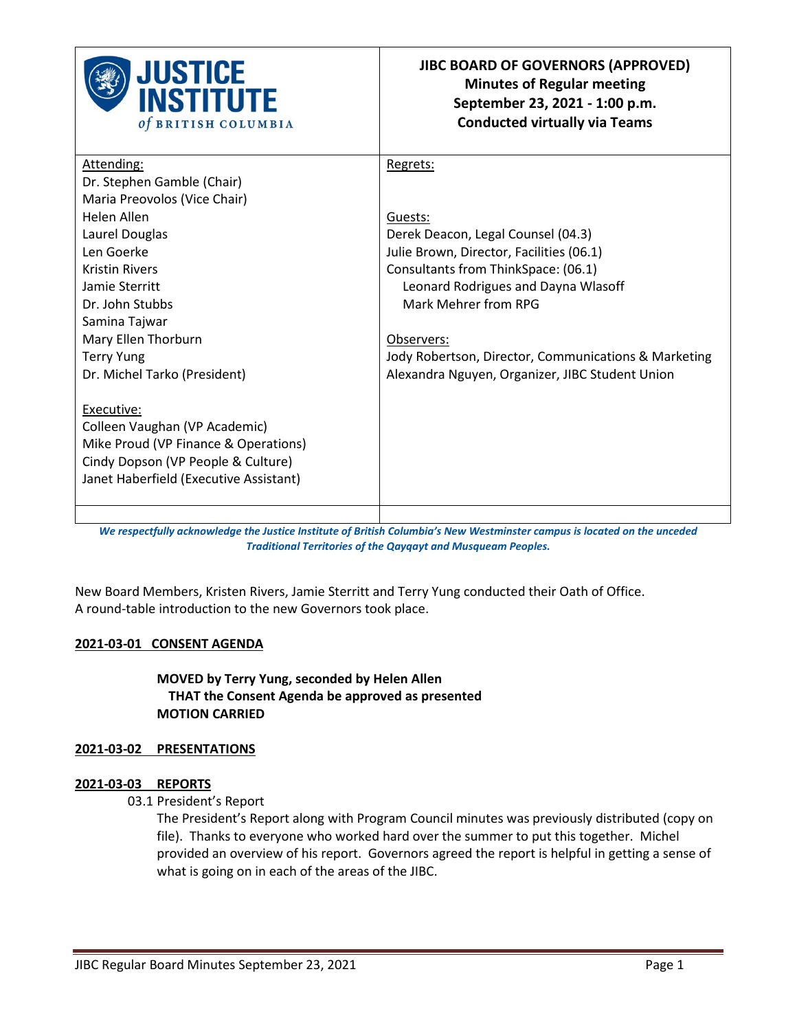**JUSTICE INSTITUTE *of* BRITISH COLUMBIA**

**JIBC BOARD OF GOVERNORS (APPROVED)**
**Minutes of Regular meeting**
**September 23, 2021 - 1:00 p.m.**
**Conducted virtually via Teams**

| Attending: | Regrets: |
|---|---|
| Dr. Stephen Gamble (Chair) | |
| Maria Preovolos (Vice Chair) | |
| Helen Allen | Guests: |
| Laurel Douglas | Derek Deacon, Legal Counsel (04.3) |
| Len Goerke | Julie Brown, Director, Facilities (06.1) |
| Kristin Rivers | Consultants from ThinkSpace: (06.1) |
| Jamie Sterritt | Leonard Rodrigues and Dayna Wlasoff |
| Dr. John Stubbs | Mark Mehrer from RPG |
| Samina Tajwar | |
| Mary Ellen Thorburn | Observers: |
| Terry Yung | Jody Robertson, Director, Communications & Marketing |
| Dr. Michel Tarko (President) | Alexandra Nguyen, Organizer, JIBC Student Union |
| | |
| Executive: | |
| Colleen Vaughan (VP Academic) | |
| Mike Proud (VP Finance & Operations) | |
| Cindy Dopson (VP People & Culture) | |
| Janet Haberfield (Executive Assistant) | |

***We respectfully acknowledge the Justice Institute of British Columbia's New Westminster campus is located on the unceded Traditional Territories of the Qayqayt and Musqueam Peoples.***

New Board Members, Kristen Rivers, Jamie Sterritt and Terry Yung conducted their Oath of Office.
A round-table introduction to the new Governors took place.

## 2021-03-01 CONSENT AGENDA

**MOVED by Terry Yung, seconded by Helen Allen**
**THAT the Consent Agenda be approved as presented**
**MOTION CARRIED**

## 2021-03-02 PRESENTATIONS

## 2021-03-03 REPORTS

03.1 President's Report

The President's Report along with Program Council minutes was previously distributed (copy on file). Thanks to everyone who worked hard over the summer to put this together. Michel provided an overview of his report. Governors agreed the report is helpful in getting a sense of what is going on in each of the areas of the JIBC.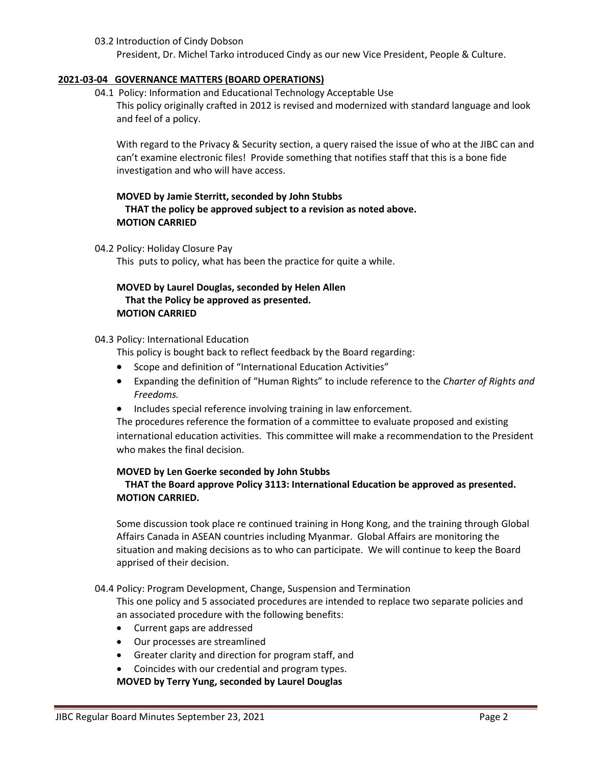03.2 Introduction of Cindy Dobson

President, Dr. Michel Tarko introduced Cindy as our new Vice President, People & Culture.

**2021-03-04 GOVERNANCE MATTERS (BOARD OPERATIONS)**

04.1 Policy: Information and Educational Technology Acceptable Use

This policy originally crafted in 2012 is revised and modernized with standard language and look and feel of a policy.

With regard to the Privacy & Security section, a query raised the issue of who at the JIBC can and can't examine electronic files! Provide something that notifies staff that this is a bone fide investigation and who will have access.

**MOVED by Jamie Sterritt, seconded by John Stubbs**
**THAT the policy be approved subject to a revision as noted above.**
**MOTION CARRIED**

04.2 Policy: Holiday Closure Pay

This puts to policy, what has been the practice for quite a while.

**MOVED by Laurel Douglas, seconded by Helen Allen**
**That the Policy be approved as presented.**
**MOTION CARRIED**

04.3 Policy: International Education

This policy is bought back to reflect feedback by the Board regarding:

- Scope and definition of "International Education Activities"
- Expanding the definition of "Human Rights" to include reference to the *Charter of Rights and Freedoms.*
- Includes special reference involving training in law enforcement.

The procedures reference the formation of a committee to evaluate proposed and existing international education activities. This committee will make a recommendation to the President who makes the final decision.

**MOVED by Len Goerke seconded by John Stubbs**
**THAT the Board approve Policy 3113: International Education be approved as presented.**
**MOTION CARRIED.**

Some discussion took place re continued training in Hong Kong, and the training through Global Affairs Canada in ASEAN countries including Myanmar. Global Affairs are monitoring the situation and making decisions as to who can participate. We will continue to keep the Board apprised of their decision.

04.4 Policy: Program Development, Change, Suspension and Termination

This one policy and 5 associated procedures are intended to replace two separate policies and an associated procedure with the following benefits:

- Current gaps are addressed
- Our processes are streamlined
- Greater clarity and direction for program staff, and
- Coincides with our credential and program types.

**MOVED by Terry Yung, seconded by Laurel Douglas**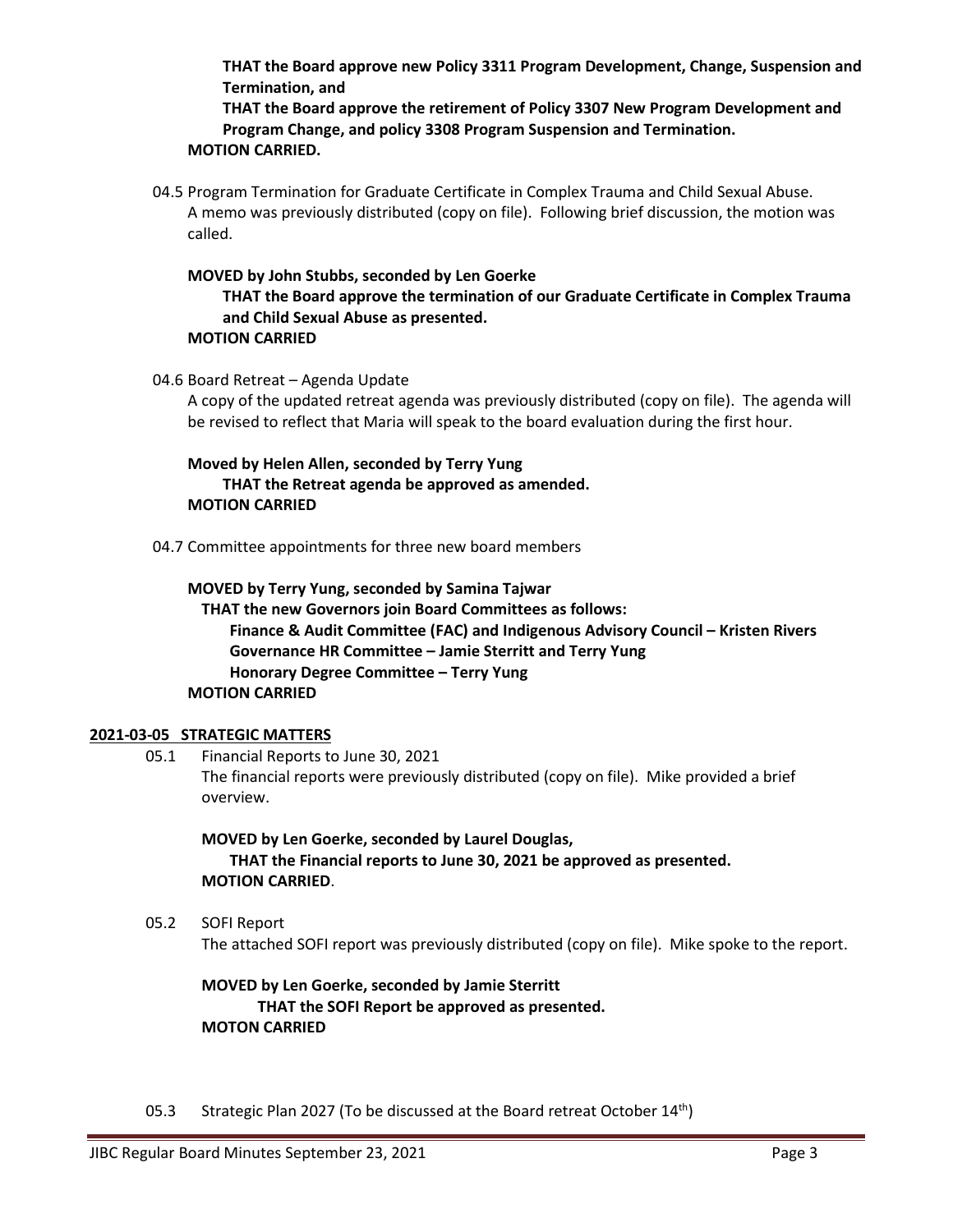**THAT the Board approve new Policy 3311 Program Development, Change, Suspension and Termination, and**

**THAT the Board approve the retirement of Policy 3307 New Program Development and Program Change, and policy 3308 Program Suspension and Termination.**

**MOTION CARRIED.**

04.5 Program Termination for Graduate Certificate in Complex Trauma and Child Sexual Abuse. A memo was previously distributed (copy on file). Following brief discussion, the motion was called.

**MOVED by John Stubbs, seconded by Len Goerke**

**THAT the Board approve the termination of our Graduate Certificate in Complex Trauma and Child Sexual Abuse as presented.**

**MOTION CARRIED**

04.6 Board Retreat – Agenda Update

A copy of the updated retreat agenda was previously distributed (copy on file). The agenda will be revised to reflect that Maria will speak to the board evaluation during the first hour.

**Moved by Helen Allen, seconded by Terry Yung**

**THAT the Retreat agenda be approved as amended.**

**MOTION CARRIED**

04.7 Committee appointments for three new board members

**MOVED by Terry Yung, seconded by Samina Tajwar**

**THAT the new Governors join Board Committees as follows:**

**Finance & Audit Committee (FAC) and Indigenous Advisory Council – Kristen Rivers**

**Governance HR Committee – Jamie Sterritt and Terry Yung**

**Honorary Degree Committee – Terry Yung**

**MOTION CARRIED**

**2021-03-05 STRATEGIC MATTERS**

05.1 Financial Reports to June 30, 2021

The financial reports were previously distributed (copy on file). Mike provided a brief overview.

**MOVED by Len Goerke, seconded by Laurel Douglas,**

**THAT the Financial reports to June 30, 2021 be approved as presented.**

**MOTION CARRIED**.

05.2 SOFI Report

The attached SOFI report was previously distributed (copy on file). Mike spoke to the report.

**MOVED by Len Goerke, seconded by Jamie Sterritt**

**THAT the SOFI Report be approved as presented.**

**MOTON CARRIED**

05.3 Strategic Plan 2027 (To be discussed at the Board retreat October 14th)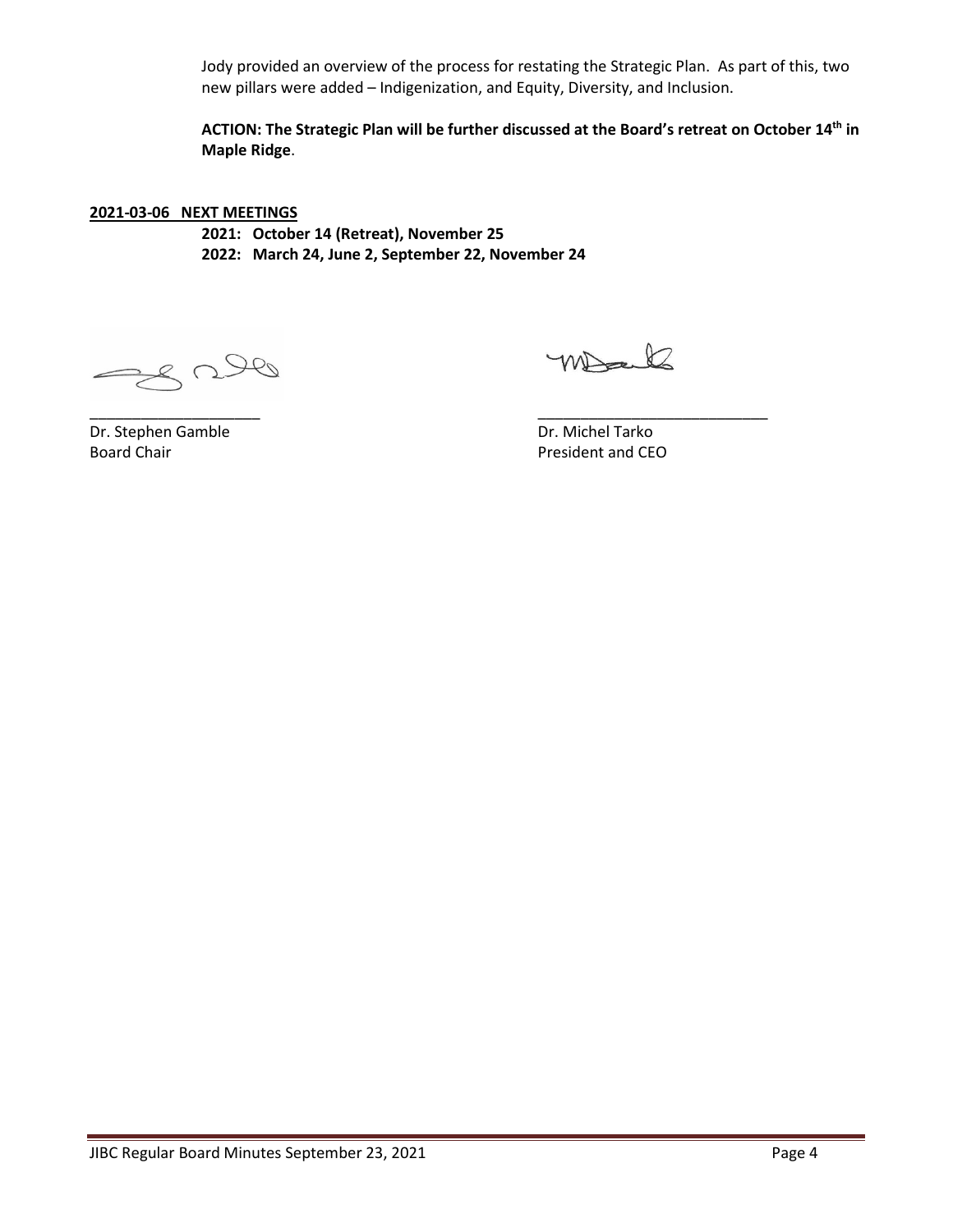Jody provided an overview of the process for restating the Strategic Plan. As part of this, two new pillars were added – Indigenization, and Equity, Diversity, and Inclusion.

**ACTION: The Strategic Plan will be further discussed at the Board's retreat on October 14th in Maple Ridge**.

**2021-03-06 NEXT MEETINGS**

**2021: October 14 (Retreat), November 25**
**2022: March 24, June 2, September 22, November 24**

| | |
|---|---|
| ____________________ | ____________________________ |
| Dr. Stephen Gamble | Dr. Michel Tarko |
| Board Chair | President and CEO |